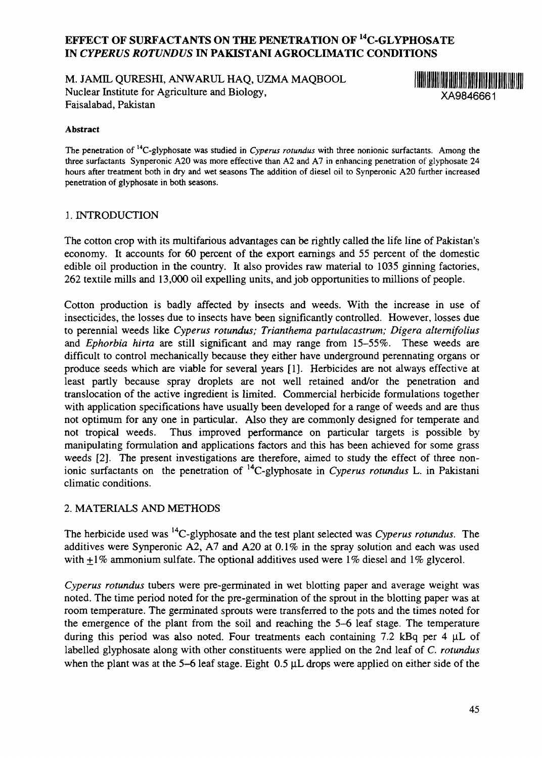# EFFECT OF SURFACTANTS ON THE PENETRATION OF $^{14}$C-GLYPHOSATE IN *CYPERUS ROTUNDUS* IN PAKISTANI AGROCLIMATIC CONDITIONS

M. JAMIL QURESHI, ANWARUL HAQ, UZMA MAQBOOL
Nuclear Institute for Agriculture and Biology,
Faisalabad, Pakistan

XA9846661

**Abstract**

The penetration of $^{14}$C-glyphosate was studied in *Cyperus rotundus* with three nonionic surfactants. Among the three surfactants Synperonic A20 was more effective than A2 and A7 in enhancing penetration of glyphosate 24 hours after treatment both in dry and wet seasons The addition of diesel oil to Synperonic A20 further increased penetration of glyphosate in both seasons.

## 1. INTRODUCTION

The cotton crop with its multifarious advantages can be rightly called the life line of Pakistan's economy. It accounts for 60 percent of the export earnings and 55 percent of the domestic edible oil production in the country. It also provides raw material to 1035 ginning factories, 262 textile mills and 13,000 oil expelling units, and job opportunities to millions of people.

Cotton production is badly affected by insects and weeds. With the increase in use of insecticides, the losses due to insects have been significantly controlled. However, losses due to perennial weeds like *Cyperus rotundus; Trianthema partulacastrum; Digera alternifolius* and *Ephorbia hirta* are still significant and may range from 15–55%. These weeds are difficult to control mechanically because they either have underground perennating organs or produce seeds which are viable for several years [1]. Herbicides are not always effective at least partly because spray droplets are not well retained and/or the penetration and translocation of the active ingredient is limited. Commercial herbicide formulations together with application specifications have usually been developed for a range of weeds and are thus not optimum for any one in particular. Also they are commonly designed for temperate and not tropical weeds. Thus improved performance on particular targets is possible by manipulating formulation and applications factors and this has been achieved for some grass weeds [2]. The present investigations are therefore, aimed to study the effect of three non-ionic surfactants on the penetration of $^{14}$C-glyphosate in *Cyperus rotundus* L. in Pakistani climatic conditions.

## 2. MATERIALS AND METHODS

The herbicide used was $^{14}$C-glyphosate and the test plant selected was *Cyperus rotundus*. The additives were Synperonic A2, A7 and A20 at 0.1% in the spray solution and each was used with $\pm$1% ammonium sulfate. The optional additives used were 1% diesel and 1% glycerol.

*Cyperus rotundus* tubers were pre-germinated in wet blotting paper and average weight was noted. The time period noted for the pre-germination of the sprout in the blotting paper was at room temperature. The germinated sprouts were transferred to the pots and the times noted for the emergence of the plant from the soil and reaching the 5–6 leaf stage. The temperature during this period was also noted. Four treatments each containing 7.2 kBq per 4 μL of labelled glyphosate along with other constituents were applied on the 2nd leaf of *C. rotundus* when the plant was at the 5–6 leaf stage. Eight 0.5 μL drops were applied on either side of the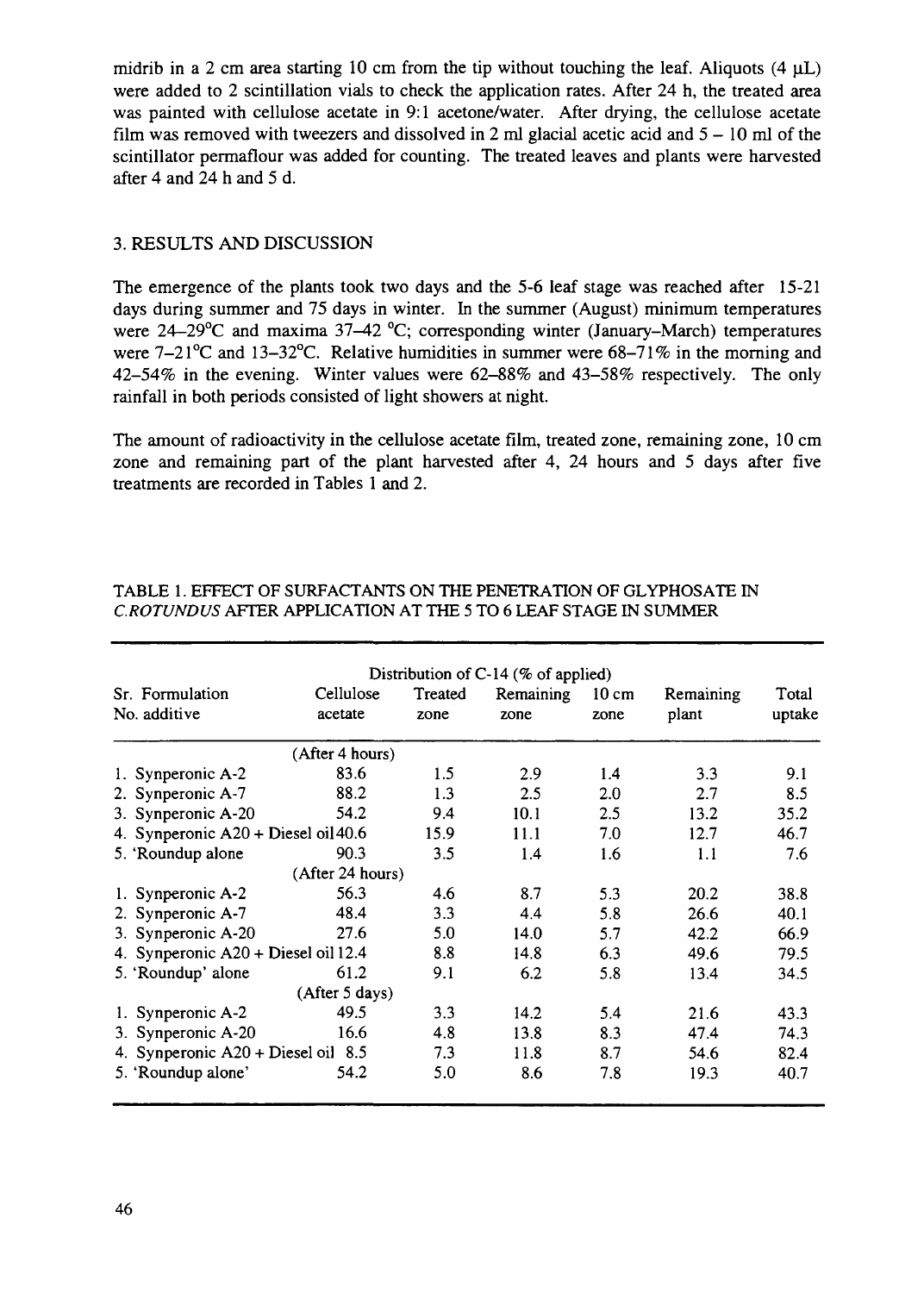midrib in a 2 cm area starting 10 cm from the tip without touching the leaf. Aliquots (4 μL) were added to 2 scintillation vials to check the application rates. After 24 h, the treated area was painted with cellulose acetate in 9:1 acetone/water. After drying, the cellulose acetate film was removed with tweezers and dissolved in 2 ml glacial acetic acid and 5 – 10 ml of the scintillator permaflour was added for counting. The treated leaves and plants were harvested after 4 and 24 h and 5 d.

## 3. RESULTS AND DISCUSSION

The emergence of the plants took two days and the 5-6 leaf stage was reached after 15-21 days during summer and 75 days in winter. In the summer (August) minimum temperatures were 24–29°C and maxima 37–42 °C; corresponding winter (January–March) temperatures were 7–21°C and 13–32°C. Relative humidities in summer were 68–71% in the morning and 42–54% in the evening. Winter values were 62–88% and 43–58% respectively. The only rainfall in both periods consisted of light showers at night.

The amount of radioactivity in the cellulose acetate film, treated zone, remaining zone, 10 cm zone and remaining part of the plant harvested after 4, 24 hours and 5 days after five treatments are recorded in Tables 1 and 2.

TABLE 1. EFFECT OF SURFACTANTS ON THE PENETRATION OF GLYPHOSATE IN *C.ROTUNDUS* AFTER APPLICATION AT THE 5 TO 6 LEAF STAGE IN SUMMER

| | Distribution of C-14 (% of applied) | | | | | |
|---|---|---|---|---|---|---|
| Sr. No. Formulation additive | Cellulose acetate | Treated zone | Remaining zone | 10 cm zone | Remaining plant | Total uptake |
| | (After 4 hours) | | | | | |
| 1. Synperonic A-2 | 83.6 | 1.5 | 2.9 | 1.4 | 3.3 | 9.1 |
| 2. Synperonic A-7 | 88.2 | 1.3 | 2.5 | 2.0 | 2.7 | 8.5 |
| 3. Synperonic A-20 | 54.2 | 9.4 | 10.1 | 2.5 | 13.2 | 35.2 |
| 4. Synperonic A20 + Diesel oil | 40.6 | 15.9 | 11.1 | 7.0 | 12.7 | 46.7 |
| 5. 'Roundup alone | 90.3 | 3.5 | 1.4 | 1.6 | 1.1 | 7.6 |
| | (After 24 hours) | | | | | |
| 1. Synperonic A-2 | 56.3 | 4.6 | 8.7 | 5.3 | 20.2 | 38.8 |
| 2. Synperonic A-7 | 48.4 | 3.3 | 4.4 | 5.8 | 26.6 | 40.1 |
| 3. Synperonic A-20 | 27.6 | 5.0 | 14.0 | 5.7 | 42.2 | 66.9 |
| 4. Synperonic A20 + Diesel oil | 12.4 | 8.8 | 14.8 | 6.3 | 49.6 | 79.5 |
| 5. 'Roundup' alone | 61.2 | 9.1 | 6.2 | 5.8 | 13.4 | 34.5 |
| | (After 5 days) | | | | | |
| 1. Synperonic A-2 | 49.5 | 3.3 | 14.2 | 5.4 | 21.6 | 43.3 |
| 3. Synperonic A-20 | 16.6 | 4.8 | 13.8 | 8.3 | 47.4 | 74.3 |
| 4. Synperonic A20 + Diesel oil | 8.5 | 7.3 | 11.8 | 8.7 | 54.6 | 82.4 |
| 5. 'Roundup alone' | 54.2 | 5.0 | 8.6 | 7.8 | 19.3 | 40.7 |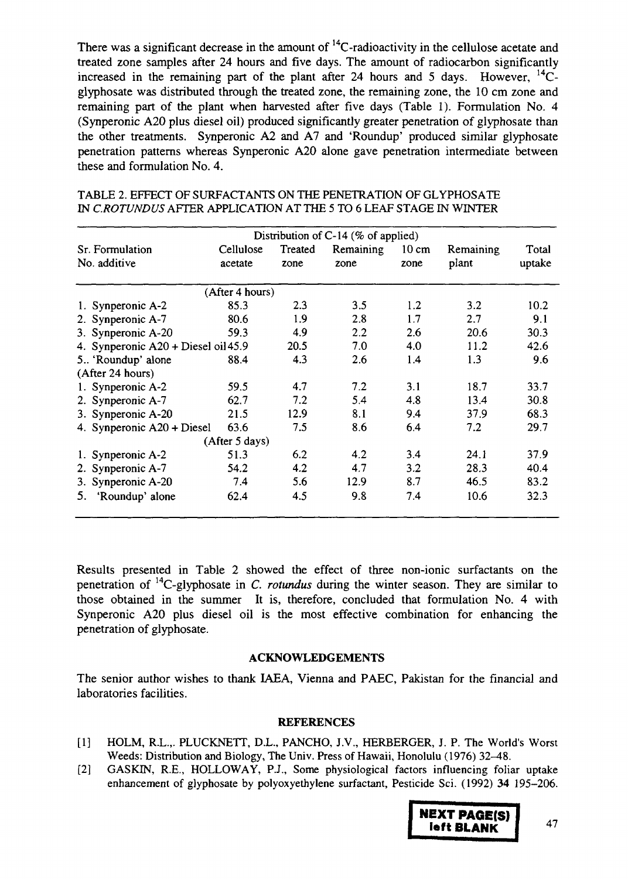There was a significant decrease in the amount of $^{14}C$-radioactivity in the cellulose acetate and treated zone samples after 24 hours and five days. The amount of radiocarbon significantly increased in the remaining part of the plant after 24 hours and 5 days. However, $^{14}C$-glyphosate was distributed through the treated zone, the remaining zone, the 10 cm zone and remaining part of the plant when harvested after five days (Table 1). Formulation No. 4 (Synperonic A20 plus diesel oil) produced significantly greater penetration of glyphosate than the other treatments. Synperonic A2 and A7 and 'Roundup' produced similar glyphosate penetration patterns whereas Synperonic A20 alone gave penetration intermediate between these and formulation No. 4.

TABLE 2. EFFECT OF SURFACTANTS ON THE PENETRATION OF GLYPHOSATE IN *C.ROTUNDUS* AFTER APPLICATION AT THE 5 TO 6 LEAF STAGE IN WINTER

| Sr. No. | Formulation additive | Distribution of C-14 (% of applied) Cellulose acetate | Treated zone | Remaining zone | 10 cm zone | Remaining plant | Total uptake |
|---|---|---|---|---|---|---|---|
| | (After 4 hours) | | | | | | |
| 1. | Synperonic A-2 | 85.3 | 2.3 | 3.5 | 1.2 | 3.2 | 10.2 |
| 2. | Synperonic A-7 | 80.6 | 1.9 | 2.8 | 1.7 | 2.7 | 9.1 |
| 3. | Synperonic A-20 | 59.3 | 4.9 | 2.2 | 2.6 | 20.6 | 30.3 |
| 4. | Synperonic A20 + Diesel oil | 45.9 | 20.5 | 7.0 | 4.0 | 11.2 | 42.6 |
| 5.. | 'Roundup' alone | 88.4 | 4.3 | 2.6 | 1.4 | 1.3 | 9.6 |
| | (After 24 hours) | | | | | | |
| 1. | Synperonic A-2 | 59.5 | 4.7 | 7.2 | 3.1 | 18.7 | 33.7 |
| 2. | Synperonic A-7 | 62.7 | 7.2 | 5.4 | 4.8 | 13.4 | 30.8 |
| 3. | Synperonic A-20 | 21.5 | 12.9 | 8.1 | 9.4 | 37.9 | 68.3 |
| 4. | Synperonic A20 + Diesel | 63.6 | 7.5 | 8.6 | 6.4 | 7.2 | 29.7 |
| | (After 5 days) | | | | | | |
| 1. | Synperonic A-2 | 51.3 | 6.2 | 4.2 | 3.4 | 24.1 | 37.9 |
| 2. | Synperonic A-7 | 54.2 | 4.2 | 4.7 | 3.2 | 28.3 | 40.4 |
| 3. | Synperonic A-20 | 7.4 | 5.6 | 12.9 | 8.7 | 46.5 | 83.2 |
| 5. | 'Roundup' alone | 62.4 | 4.5 | 9.8 | 7.4 | 10.6 | 32.3 |

Results presented in Table 2 showed the effect of three non-ionic surfactants on the penetration of $^{14}C$-glyphosate in *C. rotundus* during the winter season. They are similar to those obtained in the summer It is, therefore, concluded that formulation No. 4 with Synperonic A20 plus diesel oil is the most effective combination for enhancing the penetration of glyphosate.

## ACKNOWLEDGEMENTS

The senior author wishes to thank IAEA, Vienna and PAEC, Pakistan for the financial and laboratories facilities.

## REFERENCES

[1] HOLM, R.L.,. PLUCKNETT, D.L., PANCHO, J.V., HERBERGER, J. P. The World's Worst Weeds: Distribution and Biology, The Univ. Press of Hawaii, Honolulu (1976) 32–48.

[2] GASKIN, R.E., HOLLOWAY, P.J., Some physiological factors influencing foliar uptake enhancement of glyphosate by polyoxyethylene surfactant, Pesticide Sci. (1992) **34** 195–206.

NEXT PAGE(S) left BLANK